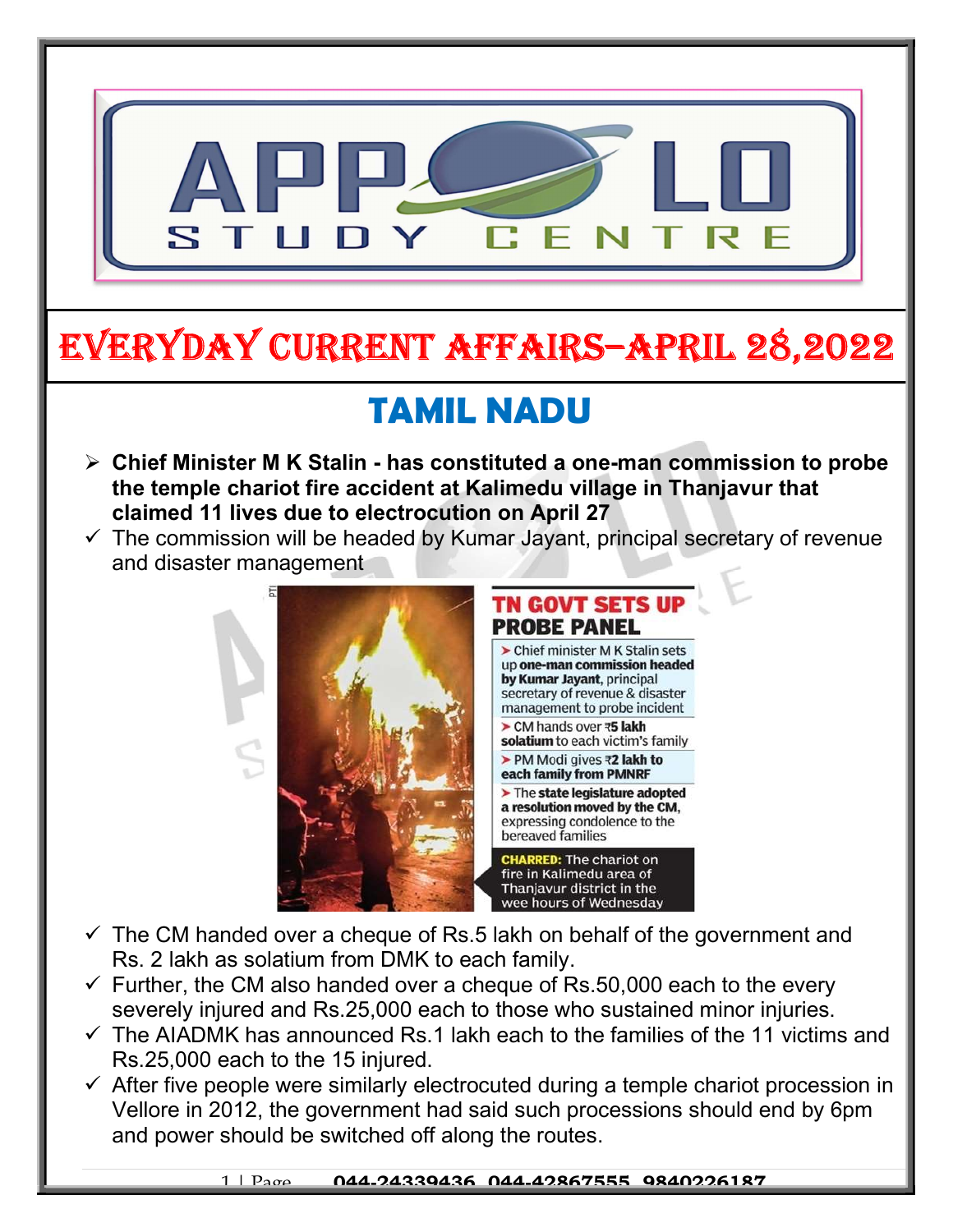# EVERYDAY CURRENT AFFAIRS–APRIL 28,2022

## TAMIL NADU

- **Chief Minister M K Stalin - has constituted a one-man commission to probe the temple chariot fire accident at Kalimedu village in Thanjavur that claimed 11 lives due to electrocution on April 27**
  - ✓ The commission will be headed by Kumar Jayant, principal secretary of revenue and disaster management

**TN GOVT SETS UP PROBE PANEL**

- Chief minister M K Stalin sets up **one-man commission headed by Kumar Jayant**, principal secretary of revenue & disaster management to probe incident
- CM hands over **₹5 lakh solatium** to each victim's family
- PM Modi gives **₹2 lakh to each family from PMNRF**
- The **state legislature adopted a resolution moved by the CM**, expressing condolence to the bereaved families

**CHARRED:** The chariot on fire in Kalimedu area of Thanjavur district in the wee hours of Wednesday

- ✓ The CM handed over a cheque of Rs.5 lakh on behalf of the government and Rs. 2 lakh as solatium from DMK to each family.
- ✓ Further, the CM also handed over a cheque of Rs.50,000 each to the every severely injured and Rs.25,000 each to those who sustained minor injuries.
- ✓ The AIADMK has announced Rs.1 lakh each to the families of the 11 victims and Rs.25,000 each to the 15 injured.
- ✓ After five people were similarly electrocuted during a temple chariot procession in Vellore in 2012, the government had said such processions should end by 6pm and power should be switched off along the routes.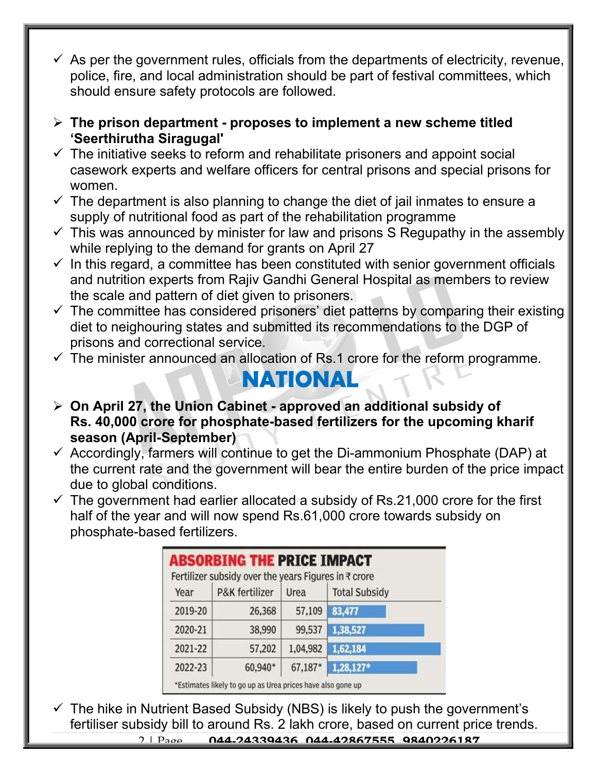- ✓ As per the government rules, officials from the departments of electricity, revenue, police, fire, and local administration should be part of festival committees, which should ensure safety protocols are followed.

- ➢ **The prison department - proposes to implement a new scheme titled 'Seerthirutha Siragugal'**
- ✓ The initiative seeks to reform and rehabilitate prisoners and appoint social casework experts and welfare officers for central prisons and special prisons for women.
- ✓ The department is also planning to change the diet of jail inmates to ensure a supply of nutritional food as part of the rehabilitation programme
- ✓ This was announced by minister for law and prisons S Regupathy in the assembly while replying to the demand for grants on April 27
- ✓ In this regard, a committee has been constituted with senior government officials and nutrition experts from Rajiv Gandhi General Hospital as members to review the scale and pattern of diet given to prisoners.
- ✓ The committee has considered prisoners' diet patterns by comparing their existing diet to neighouring states and submitted its recommendations to the DGP of prisons and correctional service.
- ✓ The minister announced an allocation of Rs.1 crore for the reform programme.

# NATIONAL

- ➢ **On April 27, the Union Cabinet - approved an additional subsidy of Rs. 40,000 crore for phosphate-based fertilizers for the upcoming kharif season (April-September)**
- ✓ Accordingly, farmers will continue to get the Di-ammonium Phosphate (DAP) at the current rate and the government will bear the entire burden of the price impact due to global conditions.
- ✓ The government had earlier allocated a subsidy of Rs.21,000 crore for the first half of the year and will now spend Rs.61,000 crore towards subsidy on phosphate-based fertilizers.

**ABSORBING THE PRICE IMPACT**

Fertilizer subsidy over the years Figures in ₹ crore

| Year | P&K fertilizer | Urea | Total Subsidy |
|---|---|---|---|
| 2019-20 | 26,368 | 57,109 | 83,477 |
| 2020-21 | 38,990 | 99,537 | 1,38,527 |
| 2021-22 | 57,202 | 1,04,982 | 1,62,184 |
| 2022-23 | 60,940* | 67,187* | 1,28,127* |

*Estimates likely to go up as Urea prices have also gone up

- ✓ The hike in Nutrient Based Subsidy (NBS) is likely to push the government's fertiliser subsidy bill to around Rs. 2 lakh crore, based on current price trends.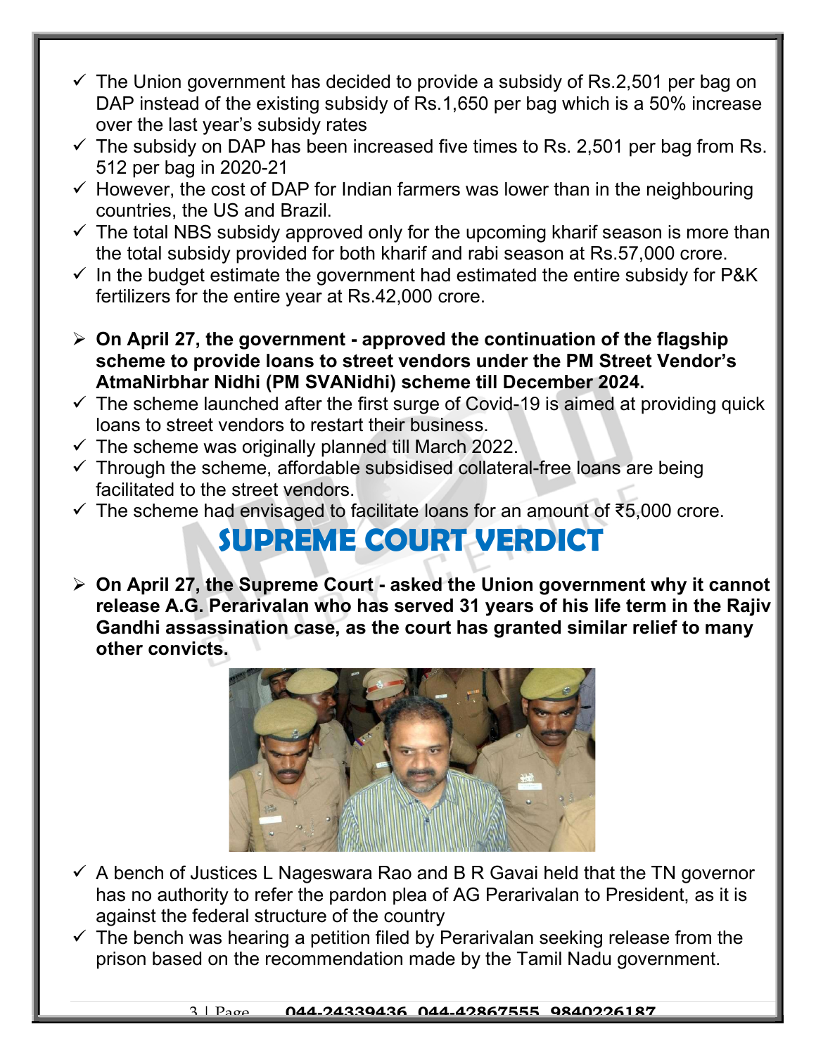- ✓ The Union government has decided to provide a subsidy of Rs.2,501 per bag on DAP instead of the existing subsidy of Rs.1,650 per bag which is a 50% increase over the last year's subsidy rates
- ✓ The subsidy on DAP has been increased five times to Rs. 2,501 per bag from Rs. 512 per bag in 2020-21
- ✓ However, the cost of DAP for Indian farmers was lower than in the neighbouring countries, the US and Brazil.
- ✓ The total NBS subsidy approved only for the upcoming kharif season is more than the total subsidy provided for both kharif and rabi season at Rs.57,000 crore.
- ✓ In the budget estimate the government had estimated the entire subsidy for P&K fertilizers for the entire year at Rs.42,000 crore.

- **On April 27, the government - approved the continuation of the flagship scheme to provide loans to street vendors under the PM Street Vendor's AtmaNirbhar Nidhi (PM SVANidhi) scheme till December 2024.**
- ✓ The scheme launched after the first surge of Covid-19 is aimed at providing quick loans to street vendors to restart their business.
- ✓ The scheme was originally planned till March 2022.
- ✓ Through the scheme, affordable subsidised collateral-free loans are being facilitated to the street vendors.
- ✓ The scheme had envisaged to facilitate loans for an amount of ₹5,000 crore.

## SUPREME COURT VERDICT

- **On April 27, the Supreme Court - asked the Union government why it cannot release A.G. Perarivalan who has served 31 years of his life term in the Rajiv Gandhi assassination case, as the court has granted similar relief to many other convicts.**
- ✓ A bench of Justices L Nageswara Rao and B R Gavai held that the TN governor has no authority to refer the pardon plea of AG Perarivalan to President, as it is against the federal structure of the country
- ✓ The bench was hearing a petition filed by Perarivalan seeking release from the prison based on the recommendation made by the Tamil Nadu government.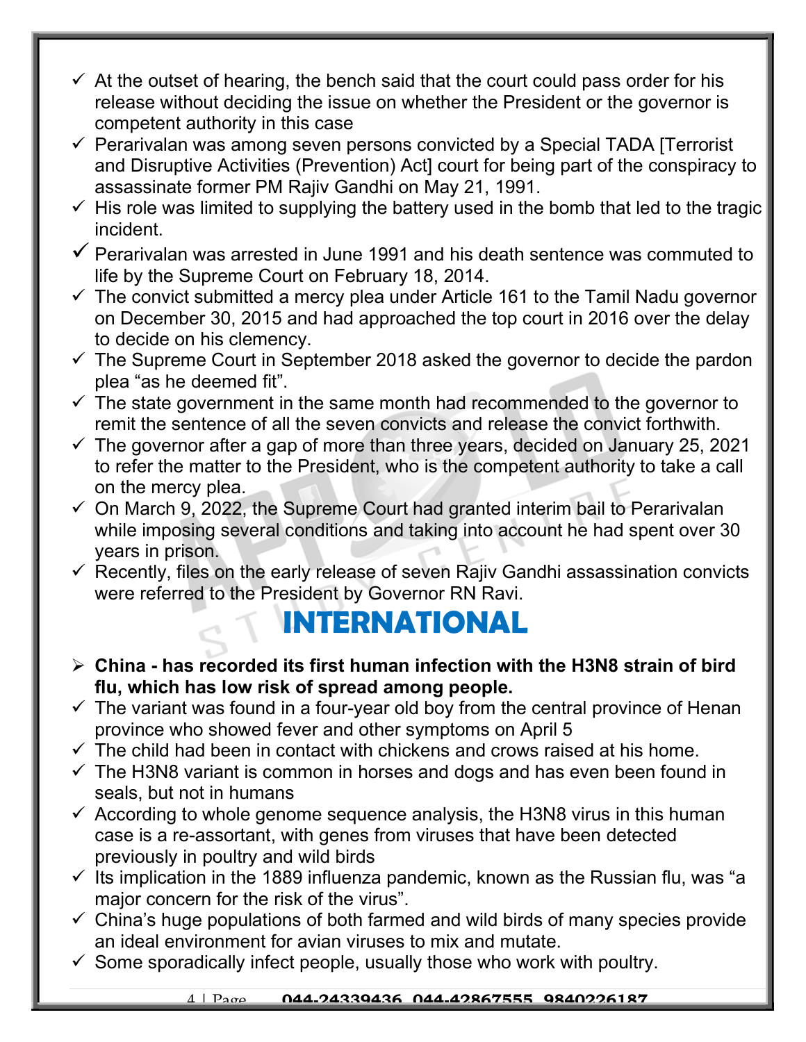- At the outset of hearing, the bench said that the court could pass order for his release without deciding the issue on whether the President or the governor is competent authority in this case
- Perarivalan was among seven persons convicted by a Special TADA [Terrorist and Disruptive Activities (Prevention) Act] court for being part of the conspiracy to assassinate former PM Rajiv Gandhi on May 21, 1991.
- His role was limited to supplying the battery used in the bomb that led to the tragic incident.
- Perarivalan was arrested in June 1991 and his death sentence was commuted to life by the Supreme Court on February 18, 2014.
- The convict submitted a mercy plea under Article 161 to the Tamil Nadu governor on December 30, 2015 and had approached the top court in 2016 over the delay to decide on his clemency.
- The Supreme Court in September 2018 asked the governor to decide the pardon plea "as he deemed fit".
- The state government in the same month had recommended to the governor to remit the sentence of all the seven convicts and release the convict forthwith.
- The governor after a gap of more than three years, decided on January 25, 2021 to refer the matter to the President, who is the competent authority to take a call on the mercy plea.
- On March 9, 2022, the Supreme Court had granted interim bail to Perarivalan while imposing several conditions and taking into account he had spent over 30 years in prison.
- Recently, files on the early release of seven Rajiv Gandhi assassination convicts were referred to the President by Governor RN Ravi.

# INTERNATIONAL

- **China - has recorded its first human infection with the H3N8 strain of bird flu, which has low risk of spread among people.**
- The variant was found in a four-year old boy from the central province of Henan province who showed fever and other symptoms on April 5
- The child had been in contact with chickens and crows raised at his home.
- The H3N8 variant is common in horses and dogs and has even been found in seals, but not in humans
- According to whole genome sequence analysis, the H3N8 virus in this human case is a re-assortant, with genes from viruses that have been detected previously in poultry and wild birds
- Its implication in the 1889 influenza pandemic, known as the Russian flu, was "a major concern for the risk of the virus".
- China's huge populations of both farmed and wild birds of many species provide an ideal environment for avian viruses to mix and mutate.
- Some sporadically infect people, usually those who work with poultry.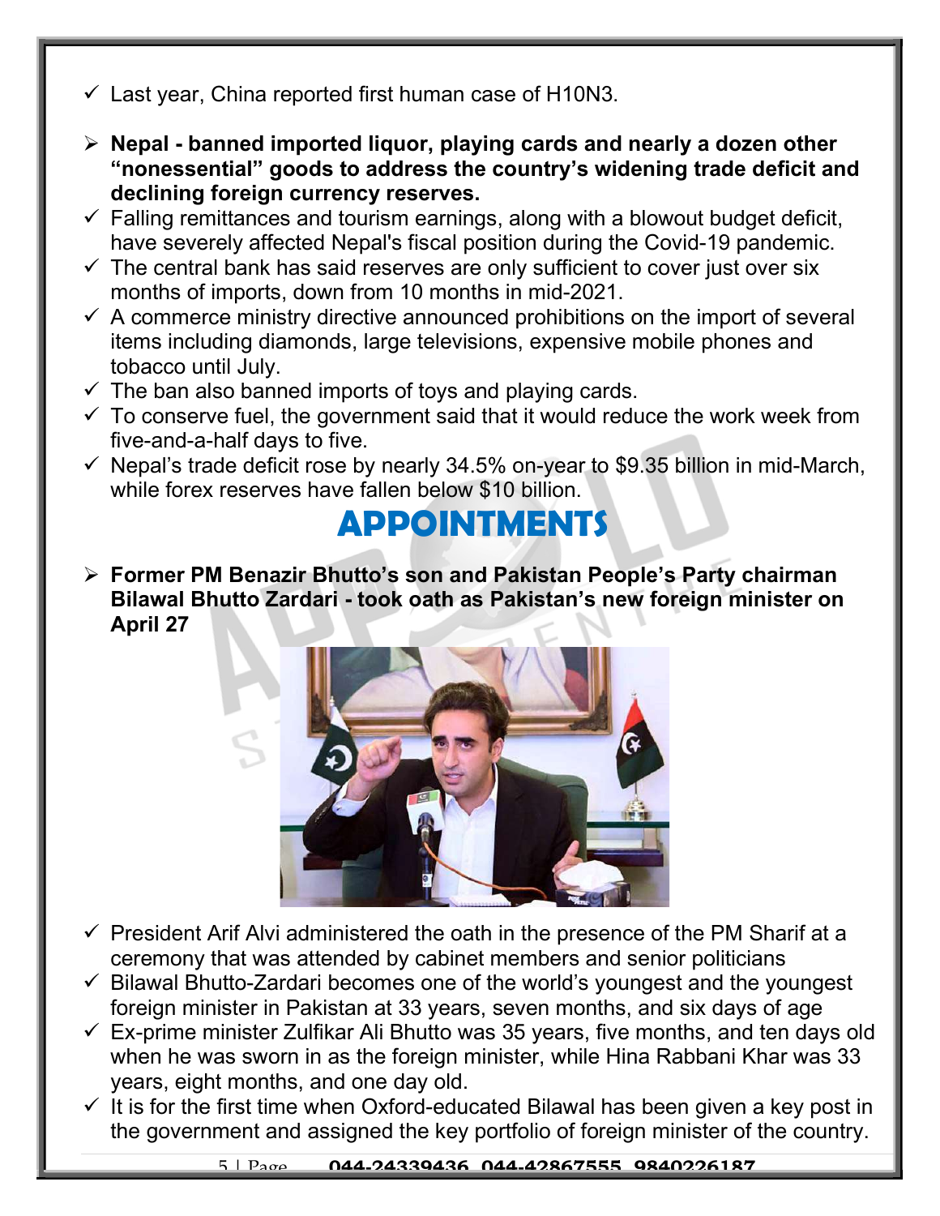- ✓ Last year, China reported first human case of H10N3.

- ➢ **Nepal - banned imported liquor, playing cards and nearly a dozen other "nonessential" goods to address the country's widening trade deficit and declining foreign currency reserves.**
- ✓ Falling remittances and tourism earnings, along with a blowout budget deficit, have severely affected Nepal's fiscal position during the Covid-19 pandemic.
- ✓ The central bank has said reserves are only sufficient to cover just over six months of imports, down from 10 months in mid-2021.
- ✓ A commerce ministry directive announced prohibitions on the import of several items including diamonds, large televisions, expensive mobile phones and tobacco until July.
- ✓ The ban also banned imports of toys and playing cards.
- ✓ To conserve fuel, the government said that it would reduce the work week from five-and-a-half days to five.
- ✓ Nepal's trade deficit rose by nearly 34.5% on-year to $9.35 billion in mid-March, while forex reserves have fallen below $10 billion.

# APPOINTMENTS

- ➢ **Former PM Benazir Bhutto's son and Pakistan People's Party chairman Bilawal Bhutto Zardari - took oath as Pakistan's new foreign minister on April 27**

- ✓ President Arif Alvi administered the oath in the presence of the PM Sharif at a ceremony that was attended by cabinet members and senior politicians
- ✓ Bilawal Bhutto-Zardari becomes one of the world's youngest and the youngest foreign minister in Pakistan at 33 years, seven months, and six days of age
- ✓ Ex-prime minister Zulfikar Ali Bhutto was 35 years, five months, and ten days old when he was sworn in as the foreign minister, while Hina Rabbani Khar was 33 years, eight months, and one day old.
- ✓ It is for the first time when Oxford-educated Bilawal has been given a key post in the government and assigned the key portfolio of foreign minister of the country.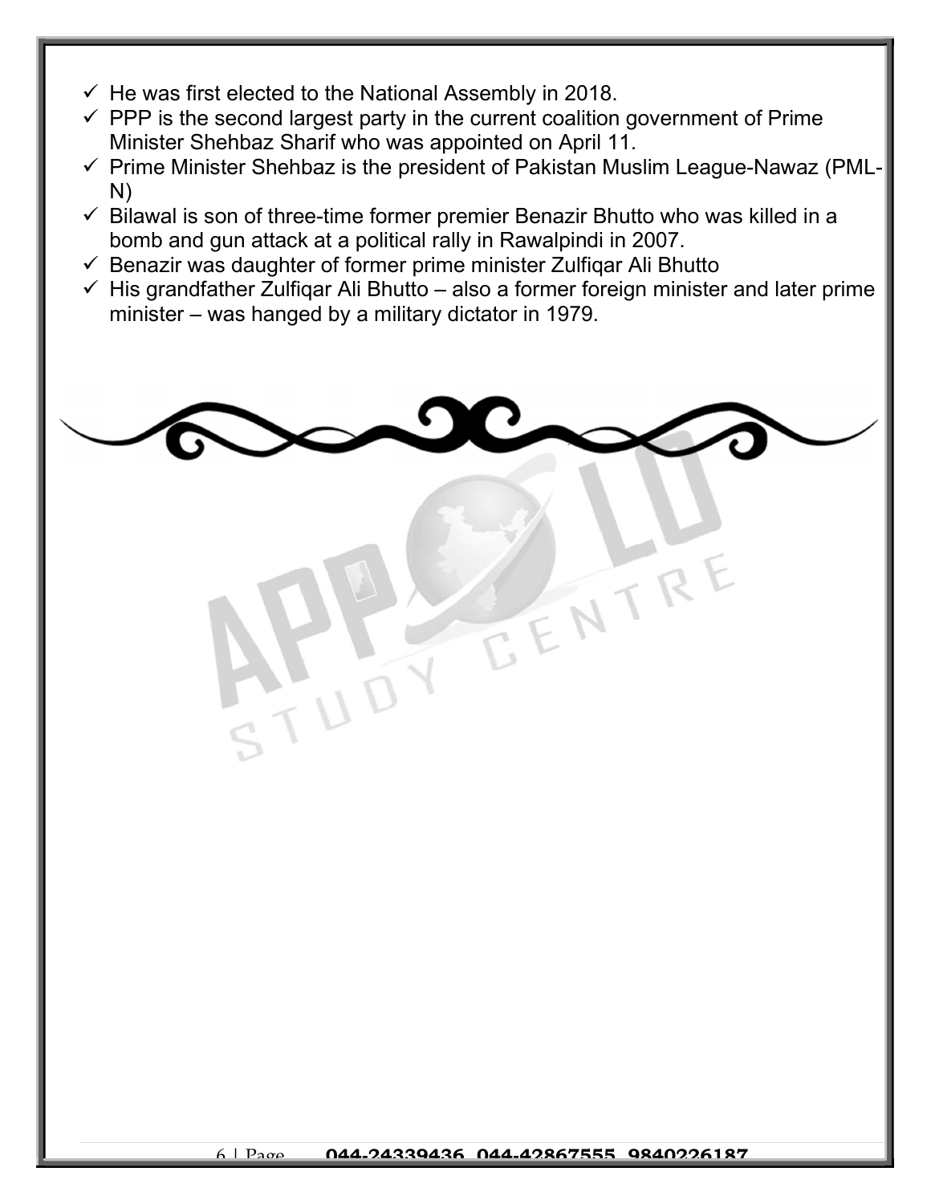- He was first elected to the National Assembly in 2018.
- PPP is the second largest party in the current coalition government of Prime Minister Shehbaz Sharif who was appointed on April 11.
- Prime Minister Shehbaz is the president of Pakistan Muslim League-Nawaz (PML-N)
- Bilawal is son of three-time former premier Benazir Bhutto who was killed in a bomb and gun attack at a political rally in Rawalpindi in 2007.
- Benazir was daughter of former prime minister Zulfiqar Ali Bhutto
- His grandfather Zulfiqar Ali Bhutto – also a former foreign minister and later prime minister – was hanged by a military dictator in 1979.